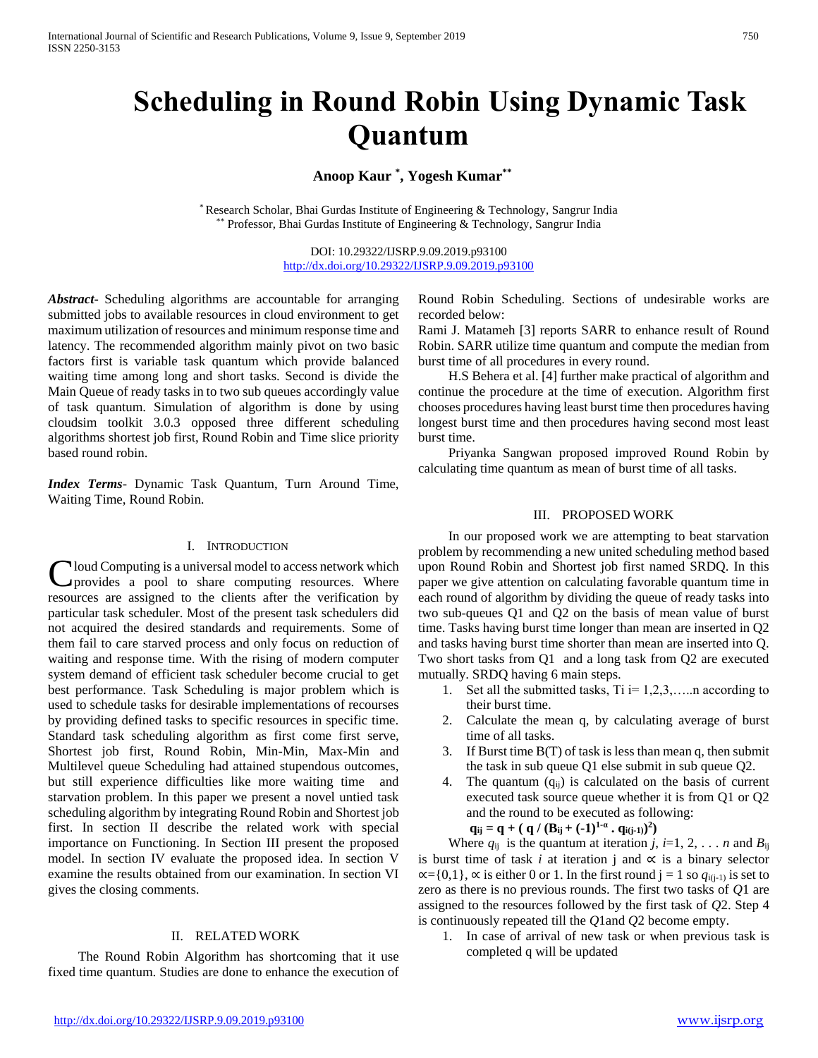#  Scheduling in Round Robin Using Dynamic Task Quantum

**Anoop Kaur [*], Yogesh Kumar[**]**

[*] Research Scholar, Bhai Gurdas Institute of Engineering & Technology, Sangrur India
[**] Professor, Bhai Gurdas Institute of Engineering & Technology, Sangrur India

DOI: 10.29322/IJSRP.9.09.2019.p93100
http://dx.doi.org/10.29322/IJSRP.9.09.2019.p93100

***Abstract***- Scheduling algorithms are accountable for arranging submitted jobs to available resources in cloud environment to get maximum utilization of resources and minimum response time and latency. The recommended algorithm mainly pivot on two basic factors first is variable task quantum which provide balanced waiting time among long and short tasks. Second is divide the Main Queue of ready tasks in to two sub queues accordingly value of task quantum. Simulation of algorithm is done by using cloudsim toolkit 3.0.3 opposed three different scheduling algorithms shortest job first, Round Robin and Time slice priority based round robin.

***Index Terms***- Dynamic Task Quantum, Turn Around Time, Waiting Time, Round Robin.

## I. Introduction

Cloud Computing is a universal model to access network which provides a pool to share computing resources. Where resources are assigned to the clients after the verification by particular task scheduler. Most of the present task schedulers did not acquired the desired standards and requirements. Some of them fail to care starved process and only focus on reduction of waiting and response time. With the rising of modern computer system demand of efficient task scheduler become crucial to get best performance. Task Scheduling is major problem which is used to schedule tasks for desirable implementations of recourses by providing defined tasks to specific resources in specific time. Standard task scheduling algorithm as first come first serve, Shortest job first, Round Robin, Min-Min, Max-Min and Multilevel queue Scheduling had attained stupendous outcomes, but still experience difficulties like more waiting time and starvation problem. In this paper we present a novel untied task scheduling algorithm by integrating Round Robin and Shortest job first. In section II describe the related work with special importance on Functioning. In Section III present the proposed model. In section IV evaluate the proposed idea. In section V examine the results obtained from our examination. In section VI gives the closing comments.

## II. Related Work

The Round Robin Algorithm has shortcoming that it use fixed time quantum. Studies are done to enhance the execution of Round Robin Scheduling. Sections of undesirable works are recorded below:

Rami J. Matameh [3] reports SARR to enhance result of Round Robin. SARR utilize time quantum and compute the median from burst time of all procedures in every round.

H.S Behera et al. [4] further make practical of algorithm and continue the procedure at the time of execution. Algorithm first chooses procedures having least burst time then procedures having longest burst time and then procedures having second most least burst time.

Priyanka Sangwan proposed improved Round Robin by calculating time quantum as mean of burst time of all tasks.

## III. Proposed Work

In our proposed work we are attempting to beat starvation problem by recommending a new united scheduling method based upon Round Robin and Shortest job first named SRDQ. In this paper we give attention on calculating favorable quantum time in each round of algorithm by dividing the queue of ready tasks into two sub-queues Q1 and Q2 on the basis of mean value of burst time. Tasks having burst time longer than mean are inserted in Q2 and tasks having burst time shorter than mean are inserted into Q. Two short tasks from Q1 and a long task from Q2 are executed mutually. SRDQ having 6 main steps.

1. Set all the submitted tasks, Ti i= 1,2,3,…..n according to their burst time.
2. Calculate the mean q, by calculating average of burst time of all tasks.
3. If Burst time B(T) of task is less than mean q, then submit the task in sub queue Q1 else submit in sub queue Q2.
4. The quantum ($q_{ij}$) is calculated on the basis of current executed task source queue whether it is from Q1 or Q2 and the round to be executed as following:

$$\mathbf{q_{ij} = q + ( q / (B_{ij} + (-1)^{1-\alpha} . q_{i(j-1)})^2)}$$

Where $q_{ij}$ is the quantum at iteration *j*, *i*=1, 2, . . . *n* and $B_{ij}$ is burst time of task *i* at iteration j and ∝ is a binary selector ∝={0,1}, ∝ is either 0 or 1. In the first round j = 1 so $q_{i(j-1)}$ is set to zero as there is no previous rounds. The first two tasks of *Q*1 are assigned to the resources followed by the first task of *Q*2. Step 4 is continuously repeated till the *Q*1and *Q*2 become empty.

1. In case of arrival of new task or when previous task is completed q will be updated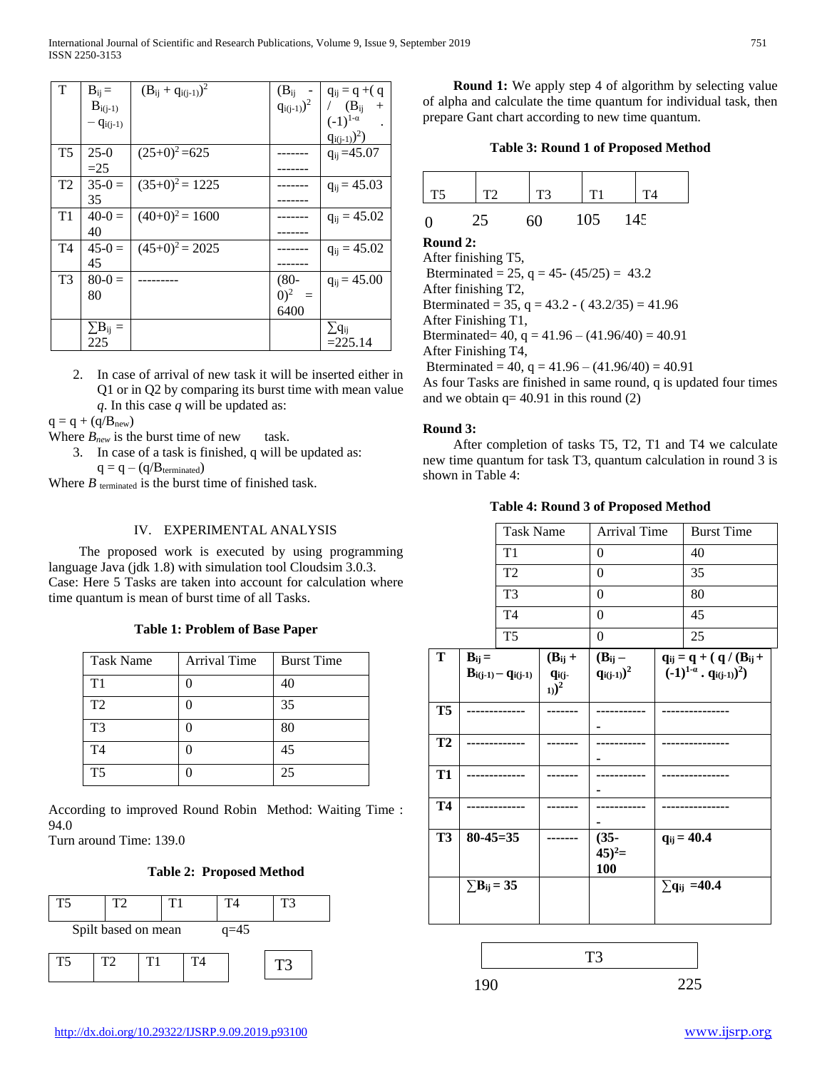| T | $B_{ij} = B_{i(j-1)} - q_{i(j-1)}$ | $(B_{ij} + q_{i(j-1)})^2$ | $(B_{ij} - q_{i(j-1)})^2$ | $q_{ij} = q +(q / (B_{ij} + (-1)^{1-\alpha} . q_{i(j-1)})^2)$ |
|---|---|---|---|---|
| T5 | 25-0 =25 | $(25+0)^2$ =625 | -------------- | $q_{ij}$ =45.07 |
| T2 | 35-0 = 35 | $(35+0)^2$ = 1225 | -------------- | $q_{ij}$ = 45.03 |
| T1 | 40-0 = 40 | $(40+0)^2$ = 1600 | -------------- | $q_{ij}$ = 45.02 |
| T4 | 45-0 = 45 | $(45+0)^2$ = 2025 | -------------- | $q_{ij}$ = 45.02 |
| T3 | 80-0 = 80 | --------- | $(80-0)^2$ = 6400 | $q_{ij}$ = 45.00 |
| | $\sum B_{ij}$ = 225 | | | $\sum q_{ij}$ =225.14 |

2. In case of arrival of new task it will be inserted either in Q1 or in Q2 by comparing its burst time with mean value *q*. In this case *q* will be updated as:

$q = q + (q/B_{new})$

Where $B_{new}$ is the burst time of new task.

3. In case of a task is finished, q will be updated as:

   $q = q - (q/B_{terminated})$

Where $B_{terminated}$ is the burst time of finished task.

## IV. EXPERIMENTAL ANALYSIS

The proposed work is executed by using programming language Java (jdk 1.8) with simulation tool Cloudsim 3.0.3.
Case: Here 5 Tasks are taken into account for calculation where time quantum is mean of burst time of all Tasks.

**Table 1: Problem of Base Paper**

| Task Name | Arrival Time | Burst Time |
|---|---|---|
| T1 | 0 | 40 |
| T2 | 0 | 35 |
| T3 | 0 | 80 |
| T4 | 0 | 45 |
| T5 | 0 | 25 |

According to improved Round Robin Method: Waiting Time : 94.0
Turn around Time: 139.0

**Table 2: Proposed Method**

| T5 | T2 | T1 | T4 | T3 |
|---|---|---|---|---|

Spilt based on mean q=45

| T5 | T2 | T1 | T4 |
|---|---|---|---|

| T3 |
|---|

**Round 1:** We apply step 4 of algorithm by selecting value of alpha and calculate the time quantum for individual task, then prepare Gant chart according to new time quantum.

**Table 3: Round 1 of Proposed Method**

| T5 | T2 | T3 | T1 | T4 |
|---|---|---|---|---|

0 25 60 105 145

**Round 2:**
After finishing T5,
Bterminated = 25, q = 45- (45/25) = 43.2
After finishing T2,
Bterminated = 35, q = 43.2 - ( 43.2/35) = 41.96
After Finishing T1,
Bterminated= 40, q = 41.96 – (41.96/40) = 40.91
After Finishing T4,
Bterminated = 40, q = 41.96 – (41.96/40) = 40.91
As four Tasks are finished in same round, q is updated four times and we obtain q= 40.91 in this round (2)

**Round 3:**

After completion of tasks T5, T2, T1 and T4 we calculate new time quantum for task T3, quantum calculation in round 3 is shown in Table 4:

**Table 4: Round 3 of Proposed Method**

| Task Name | Arrival Time | Burst Time |
|---|---|---|
| T1 | 0 | 40 |
| T2 | 0 | 35 |
| T3 | 0 | 80 |
| T4 | 0 | 45 |
| T5 | 0 | 25 |

| T | $B_{ij} = B_{i(j-1)} - q_{i(j-1)}$ | $(B_{ij} + q_{i(j-1)})^2$ | $(B_{ij} - q_{i(j-1)})^2$ | $q_{ij} = q + ( q / (B_{ij} + (-1)^{1-\alpha} . q_{i(j-1)})^2)$ |
|---|---|---|---|---|
| T5 | ------------- | ------- | ------------ | --------------- |
| T2 | ------------- | ------- | ------------ | --------------- |
| T1 | ------------- | ------- | ------------ | --------------- |
| T4 | ------------- | ------- | ------------ | --------------- |
| T3 | 80-45=35 | ------- | $(35-45)^2$= 100 | $q_{ij}$ = 40.4 |
| | $\sum B_{ij}$ = 35 | | | $\sum q_{ij}$ =40.4 |

| T3 |
|---|

190 225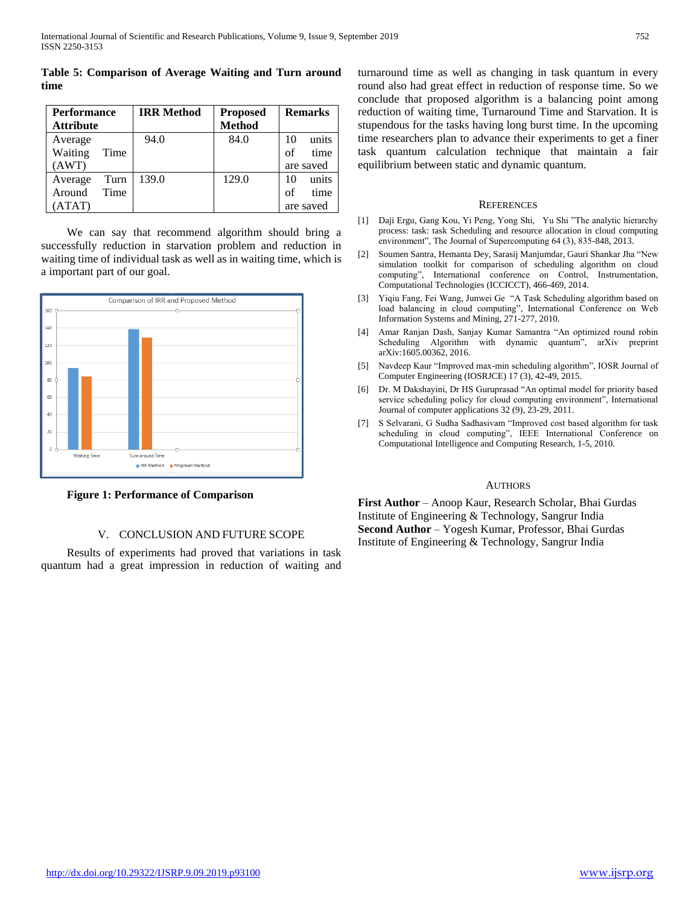**Table 5: Comparison of Average Waiting and Turn around time**

| Performance Attribute | IRR Method | Proposed Method | Remarks |
|---|---|---|---|
| Average Waiting Time (AWT) | 94.0 | 84.0 | 10 units of time are saved |
| Average Turn Around Time (ATAT) | 139.0 | 129.0 | 10 units of time are saved |

We can say that recommend algorithm should bring a successfully reduction in starvation problem and reduction in waiting time of individual task as well as in waiting time, which is a important part of our goal.

Comparison of IRR and Proposed Method

160
140
120
100
80
60
40
20
0

Waiting Time
Turn around Time

IRR Method
Proposed Method

**Figure 1: Performance of Comparison**

## V. CONCLUSION AND FUTURE SCOPE

Results of experiments had proved that variations in task quantum had a great impression in reduction of waiting and turnaround time as well as changing in task quantum in every round also had great effect in reduction of response time. So we conclude that proposed algorithm is a balancing point among reduction of waiting time, Turnaround Time and Starvation. It is stupendous for the tasks having long burst time. In the upcoming time researchers plan to advance their experiments to get a finer task quantum calculation technique that maintain a fair equilibrium between static and dynamic quantum.

## REFERENCES

[1] Daji Ergu, Gang Kou, Yi Peng, Yong Shi, Yu Shi "The analytic hierarchy process: task: task Scheduling and resource allocation in cloud computing environment", The Journal of Supercomputing 64 (3), 835-848, 2013.

[2] Soumen Santra, Hemanta Dey, Sarasij Manjumdar, Gauri Shankar Jha "New simulation toolkit for comparison of scheduling algorithm on cloud computing", International conference on Control, Instrumentation, Computational Technologies (ICCICCT), 466-469, 2014.

[3] Yiqiu Fang, Fei Wang, Junwei Ge "A Task Scheduling algorithm based on load balancing in cloud computing", International Conference on Web Information Systems and Mining, 271-277, 2010.

[4] Amar Ranjan Dash, Sanjay Kumar Samantra "An optimized round robin Scheduling Algorithm with dynamic quantum", arXiv preprint arXiv:1605.00362, 2016.

[5] Navdeep Kaur "Improved max-min scheduling algorithm", IOSR Journal of Computer Engineering (IOSRJCE) 17 (3), 42-49, 2015.

[6] Dr. M Dakshayini, Dr HS Guruprasad "An optimal model for priority based service scheduling policy for cloud computing environment", International Journal of computer applications 32 (9), 23-29, 2011.

[7] S Selvarani, G Sudha Sadhasivam "Improved cost based algorithm for task scheduling in cloud computing", IEEE International Conference on Computational Intelligence and Computing Research, 1-5, 2010.

## AUTHORS

**First Author** – Anoop Kaur, Research Scholar, Bhai Gurdas Institute of Engineering & Technology, Sangrur India

**Second Author** – Yogesh Kumar, Professor, Bhai Gurdas Institute of Engineering & Technology, Sangrur India